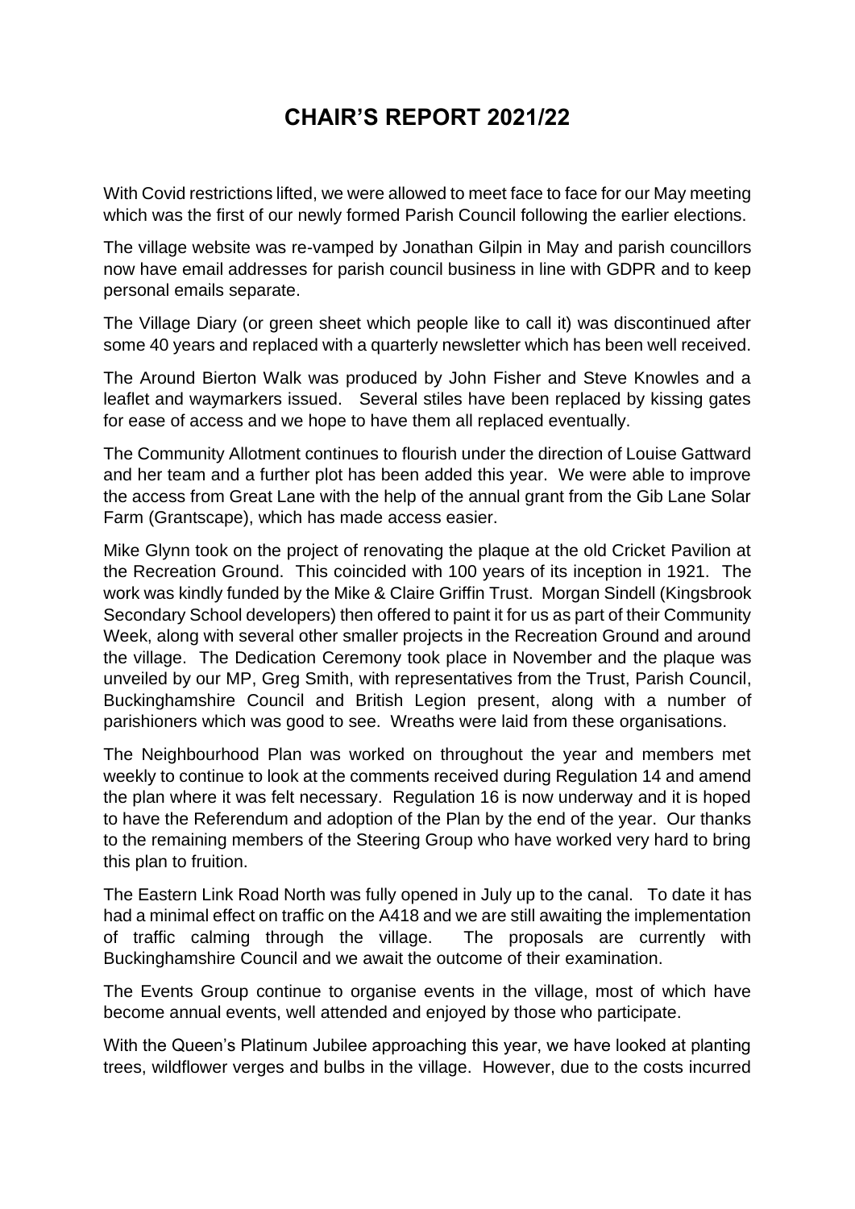# CHAIR'S REPORT 2021/22

With Covid restrictions lifted, we were allowed to meet face to face for our May meeting which was the first of our newly formed Parish Council following the earlier elections.

The village website was re-vamped by Jonathan Gilpin in May and parish councillors now have email addresses for parish council business in line with GDPR and to keep personal emails separate.

The Village Diary (or green sheet which people like to call it) was discontinued after some 40 years and replaced with a quarterly newsletter which has been well received.

The Around Bierton Walk was produced by John Fisher and Steve Knowles and a leaflet and waymarkers issued. Several stiles have been replaced by kissing gates for ease of access and we hope to have them all replaced eventually.

The Community Allotment continues to flourish under the direction of Louise Gattward and her team and a further plot has been added this year. We were able to improve the access from Great Lane with the help of the annual grant from the Gib Lane Solar Farm (Grantscape), which has made access easier.

Mike Glynn took on the project of renovating the plaque at the old Cricket Pavilion at the Recreation Ground. This coincided with 100 years of its inception in 1921. The work was kindly funded by the Mike & Claire Griffin Trust. Morgan Sindell (Kingsbrook Secondary School developers) then offered to paint it for us as part of their Community Week, along with several other smaller projects in the Recreation Ground and around the village. The Dedication Ceremony took place in November and the plaque was unveiled by our MP, Greg Smith, with representatives from the Trust, Parish Council, Buckinghamshire Council and British Legion present, along with a number of parishioners which was good to see. Wreaths were laid from these organisations.

The Neighbourhood Plan was worked on throughout the year and members met weekly to continue to look at the comments received during Regulation 14 and amend the plan where it was felt necessary. Regulation 16 is now underway and it is hoped to have the Referendum and adoption of the Plan by the end of the year. Our thanks to the remaining members of the Steering Group who have worked very hard to bring this plan to fruition.

The Eastern Link Road North was fully opened in July up to the canal. To date it has had a minimal effect on traffic on the A418 and we are still awaiting the implementation of traffic calming through the village. The proposals are currently with Buckinghamshire Council and we await the outcome of their examination.

The Events Group continue to organise events in the village, most of which have become annual events, well attended and enjoyed by those who participate.

With the Queen's Platinum Jubilee approaching this year, we have looked at planting trees, wildflower verges and bulbs in the village. However, due to the costs incurred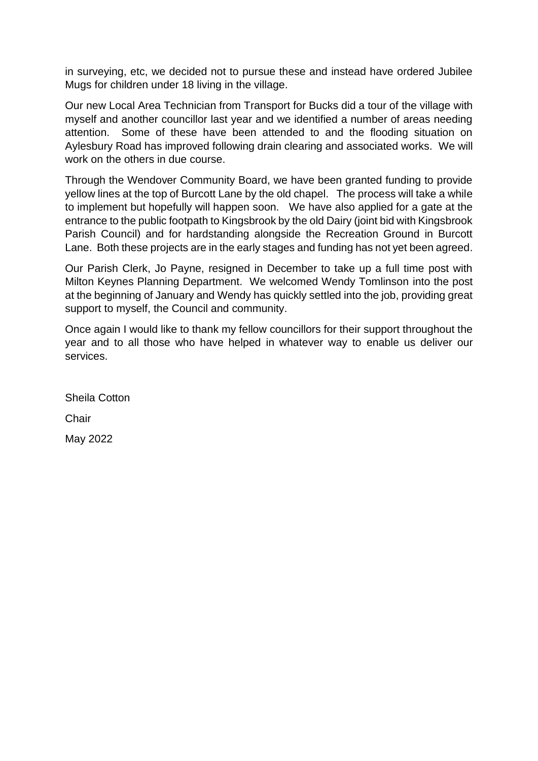in surveying, etc, we decided not to pursue these and instead have ordered Jubilee Mugs for children under 18 living in the village.

Our new Local Area Technician from Transport for Bucks did a tour of the village with myself and another councillor last year and we identified a number of areas needing attention. Some of these have been attended to and the flooding situation on Aylesbury Road has improved following drain clearing and associated works. We will work on the others in due course.

Through the Wendover Community Board, we have been granted funding to provide yellow lines at the top of Burcott Lane by the old chapel. The process will take a while to implement but hopefully will happen soon. We have also applied for a gate at the entrance to the public footpath to Kingsbrook by the old Dairy (joint bid with Kingsbrook Parish Council) and for hardstanding alongside the Recreation Ground in Burcott Lane. Both these projects are in the early stages and funding has not yet been agreed.

Our Parish Clerk, Jo Payne, resigned in December to take up a full time post with Milton Keynes Planning Department. We welcomed Wendy Tomlinson into the post at the beginning of January and Wendy has quickly settled into the job, providing great support to myself, the Council and community.

Once again I would like to thank my fellow councillors for their support throughout the year and to all those who have helped in whatever way to enable us deliver our services.

Sheila Cotton

Chair

May 2022